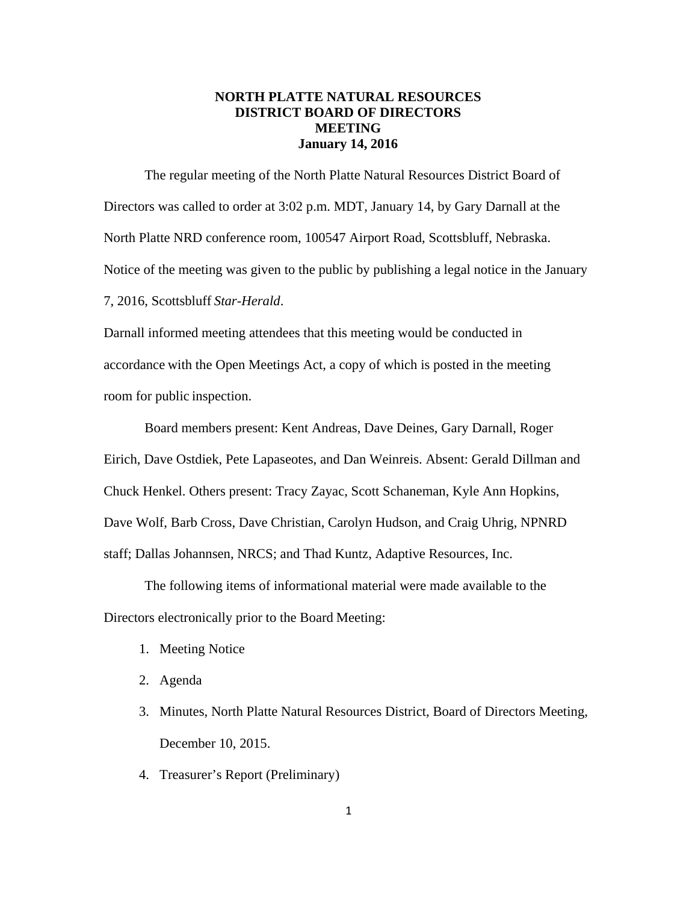# NORTH PLATTE NATURAL RESOURCES DISTRICT BOARD OF DIRECTORS MEETING

## January 14, 2016

The regular meeting of the North Platte Natural Resources District Board of Directors was called to order at 3:02 p.m. MDT, January 14, by Gary Darnall at the North Platte NRD conference room, 100547 Airport Road, Scottsbluff, Nebraska. Notice of the meeting was given to the public by publishing a legal notice in the January 7, 2016, Scottsbluff *Star-Herald*.

Darnall informed meeting attendees that this meeting would be conducted in accordance with the Open Meetings Act, a copy of which is posted in the meeting room for public inspection.

Board members present: Kent Andreas, Dave Deines, Gary Darnall, Roger Eirich, Dave Ostdiek, Pete Lapaseotes, and Dan Weinreis. Absent: Gerald Dillman and Chuck Henkel. Others present: Tracy Zayac, Scott Schaneman, Kyle Ann Hopkins, Dave Wolf, Barb Cross, Dave Christian, Carolyn Hudson, and Craig Uhrig, NPNRD staff; Dallas Johannsen, NRCS; and Thad Kuntz, Adaptive Resources, Inc.

The following items of informational material were made available to the Directors electronically prior to the Board Meeting:

1. Meeting Notice
2. Agenda
3. Minutes, North Platte Natural Resources District, Board of Directors Meeting, December 10, 2015.
4. Treasurer's Report (Preliminary)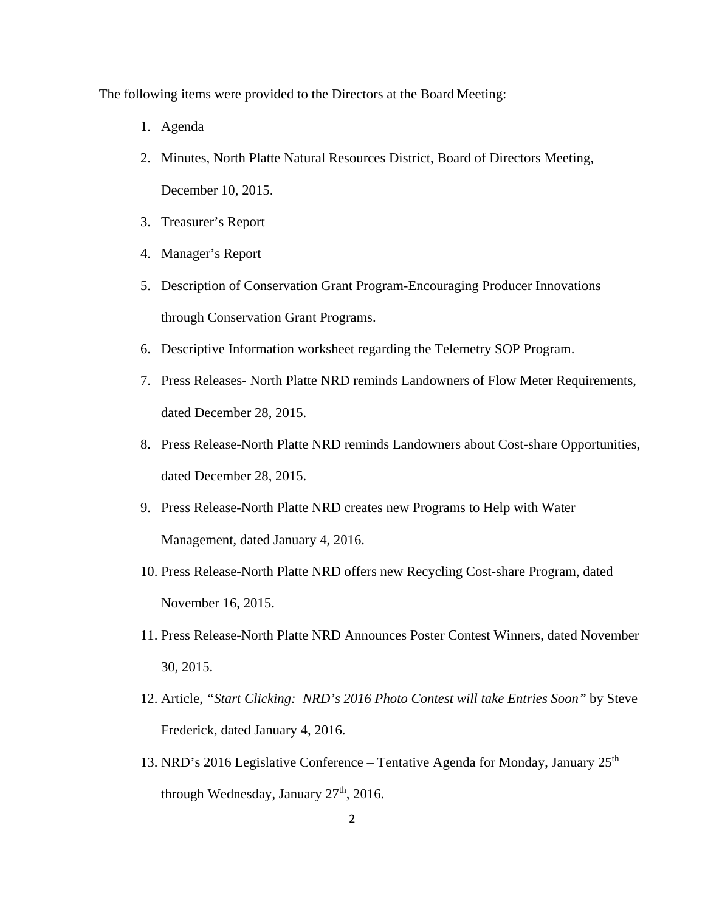The following items were provided to the Directors at the Board Meeting:

1. Agenda
2. Minutes, North Platte Natural Resources District, Board of Directors Meeting, December 10, 2015.
3. Treasurer's Report
4. Manager's Report
5. Description of Conservation Grant Program-Encouraging Producer Innovations through Conservation Grant Programs.
6. Descriptive Information worksheet regarding the Telemetry SOP Program.
7. Press Releases- North Platte NRD reminds Landowners of Flow Meter Requirements, dated December 28, 2015.
8. Press Release-North Platte NRD reminds Landowners about Cost-share Opportunities, dated December 28, 2015.
9. Press Release-North Platte NRD creates new Programs to Help with Water Management, dated January 4, 2016.
10. Press Release-North Platte NRD offers new Recycling Cost-share Program, dated November 16, 2015.
11. Press Release-North Platte NRD Announces Poster Contest Winners, dated November 30, 2015.
12. Article, *"Start Clicking: NRD's 2016 Photo Contest will take Entries Soon"* by Steve Frederick, dated January 4, 2016.
13. NRD's 2016 Legislative Conference – Tentative Agenda for Monday, January 25th through Wednesday, January 27th, 2016.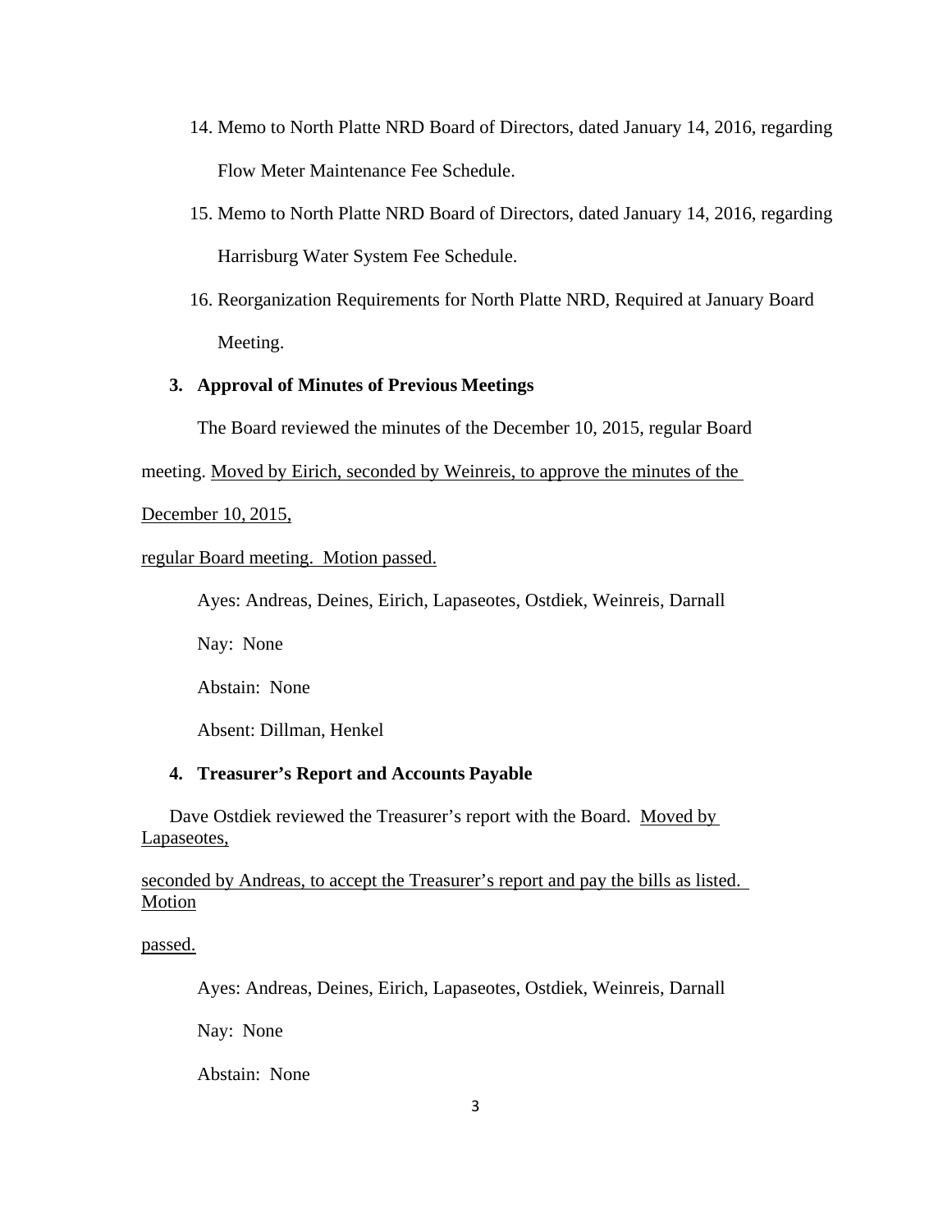14. Memo to North Platte NRD Board of Directors, dated January 14, 2016, regarding Flow Meter Maintenance Fee Schedule.
15. Memo to North Platte NRD Board of Directors, dated January 14, 2016, regarding Harrisburg Water System Fee Schedule.
16. Reorganization Requirements for North Platte NRD, Required at January Board Meeting.

**3. Approval of Minutes of Previous Meetings**

The Board reviewed the minutes of the December 10, 2015, regular Board meeting. Moved by Eirich, seconded by Weinreis, to approve the minutes of the December 10, 2015, regular Board meeting. Motion passed.

Ayes: Andreas, Deines, Eirich, Lapaseotes, Ostdiek, Weinreis, Darnall

Nay: None

Abstain: None

Absent: Dillman, Henkel

**4. Treasurer's Report and Accounts Payable**

Dave Ostdiek reviewed the Treasurer's report with the Board. Moved by Lapaseotes, seconded by Andreas, to accept the Treasurer's report and pay the bills as listed. Motion passed.

Ayes: Andreas, Deines, Eirich, Lapaseotes, Ostdiek, Weinreis, Darnall

Nay: None

Abstain: None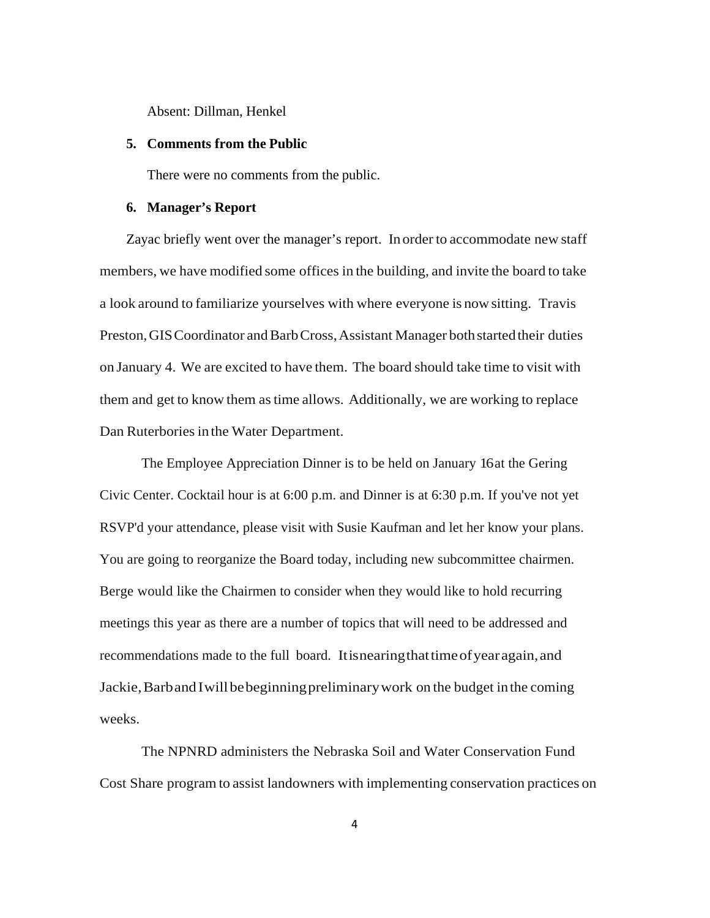Absent: Dillman, Henkel

**5. Comments from the Public**

There were no comments from the public.

**6. Manager's Report**

Zayac briefly went over the manager's report. In order to accommodate new staff members, we have modified some offices in the building, and invite the board to take a look around to familiarize yourselves with where everyone is now sitting. Travis Preston, GIS Coordinator and Barb Cross, Assistant Manager both started their duties on January 4. We are excited to have them. The board should take time to visit with them and get to know them as time allows. Additionally, we are working to replace Dan Ruterbories in the Water Department.

The Employee Appreciation Dinner is to be held on January 16 at the Gering Civic Center. Cocktail hour is at 6:00 p.m. and Dinner is at 6:30 p.m. If you've not yet RSVP'd your attendance, please visit with Susie Kaufman and let her know your plans. You are going to reorganize the Board today, including new subcommittee chairmen. Berge would like the Chairmen to consider when they would like to hold recurring meetings this year as there are a number of topics that will need to be addressed and recommendations made to the full board. It is nearing that time of year again, and Jackie, Barb and I will be beginning preliminary work on the budget in the coming weeks.

The NPNRD administers the Nebraska Soil and Water Conservation Fund Cost Share program to assist landowners with implementing conservation practices on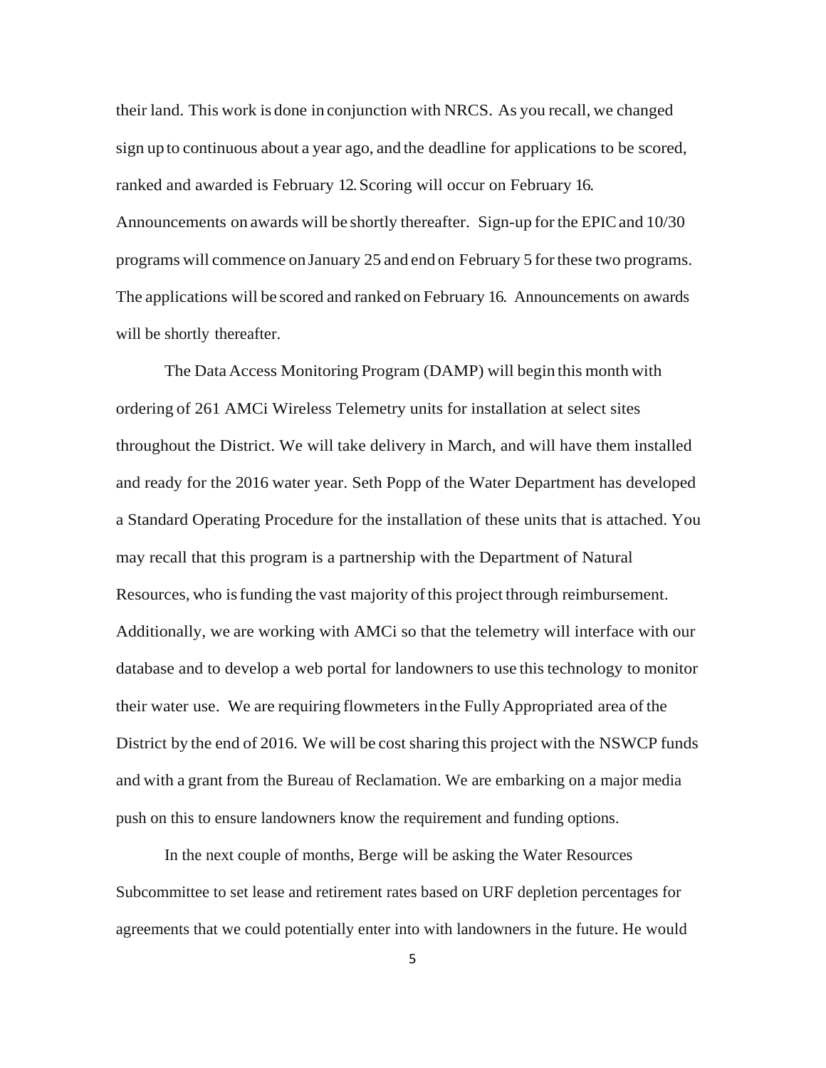their land. This work is done in conjunction with NRCS. As you recall, we changed sign up to continuous about a year ago, and the deadline for applications to be scored, ranked and awarded is February 12. Scoring will occur on February 16. Announcements on awards will be shortly thereafter. Sign-up for the EPIC and 10/30 programs will commence on January 25 and end on February 5 for these two programs. The applications will be scored and ranked on February 16. Announcements on awards will be shortly thereafter.

The Data Access Monitoring Program (DAMP) will begin this month with ordering of 261 AMCi Wireless Telemetry units for installation at select sites throughout the District. We will take delivery in March, and will have them installed and ready for the 2016 water year. Seth Popp of the Water Department has developed a Standard Operating Procedure for the installation of these units that is attached. You may recall that this program is a partnership with the Department of Natural Resources, who is funding the vast majority of this project through reimbursement. Additionally, we are working with AMCi so that the telemetry will interface with our database and to develop a web portal for landowners to use this technology to monitor their water use. We are requiring flowmeters in the Fully Appropriated area of the District by the end of 2016. We will be cost sharing this project with the NSWCP funds and with a grant from the Bureau of Reclamation. We are embarking on a major media push on this to ensure landowners know the requirement and funding options.

In the next couple of months, Berge will be asking the Water Resources Subcommittee to set lease and retirement rates based on URF depletion percentages for agreements that we could potentially enter into with landowners in the future. He would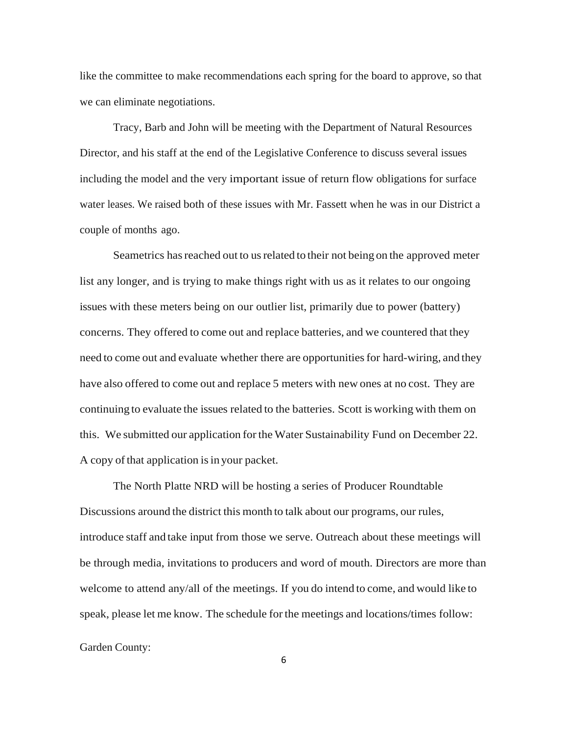like the committee to make recommendations each spring for the board to approve, so that we can eliminate negotiations.

Tracy, Barb and John will be meeting with the Department of Natural Resources Director, and his staff at the end of the Legislative Conference to discuss several issues including the model and the very important issue of return flow obligations for surface water leases. We raised both of these issues with Mr. Fassett when he was in our District a couple of months ago.

Seametrics has reached out to us related to their not being on the approved meter list any longer, and is trying to make things right with us as it relates to our ongoing issues with these meters being on our outlier list, primarily due to power (battery) concerns. They offered to come out and replace batteries, and we countered that they need to come out and evaluate whether there are opportunities for hard-wiring, and they have also offered to come out and replace 5 meters with new ones at no cost. They are continuing to evaluate the issues related to the batteries. Scott is working with them on this. We submitted our application for the Water Sustainability Fund on December 22. A copy of that application is in your packet.

The North Platte NRD will be hosting a series of Producer Roundtable Discussions around the district this month to talk about our programs, our rules, introduce staff and take input from those we serve. Outreach about these meetings will be through media, invitations to producers and word of mouth. Directors are more than welcome to attend any/all of the meetings. If you do intend to come, and would like to speak, please let me know. The schedule for the meetings and locations/times follow:

Garden County: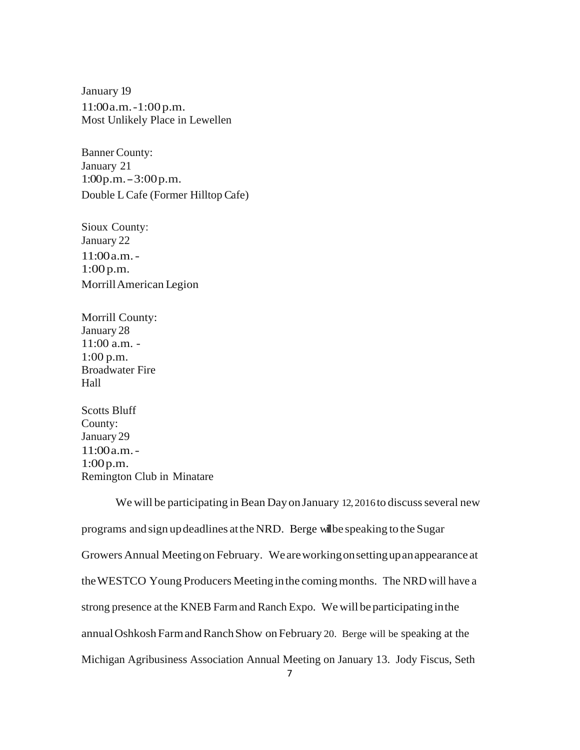January 19
11:00 a.m. - 1:00 p.m.
Most Unlikely Place in Lewellen

Banner County:
January 21
1:00 p.m. – 3:00 p.m.
Double L Cafe (Former Hilltop Cafe)

Sioux County:
January 22
11:00 a.m. -
1:00 p.m.
Morrill American Legion

Morrill County:
January 28
11:00 a.m. -
1:00 p.m.
Broadwater Fire
Hall

Scotts Bluff
County:
January 29
11:00 a.m. -
1:00 p.m.
Remington Club in Minatare

We will be participating in Bean Day on January 12, 2016 to discuss several new programs and sign up deadlines at the NRD. Berge will be speaking to the Sugar Growers Annual Meeting on February. We are working on setting up an appearance at the WESTCO Young Producers Meeting in the coming months. The NRD will have a strong presence at the KNEB Farm and Ranch Expo. We will be participating in the annual Oshkosh Farm and Ranch Show on February 20. Berge will be speaking at the Michigan Agribusiness Association Annual Meeting on January 13. Jody Fiscus, Seth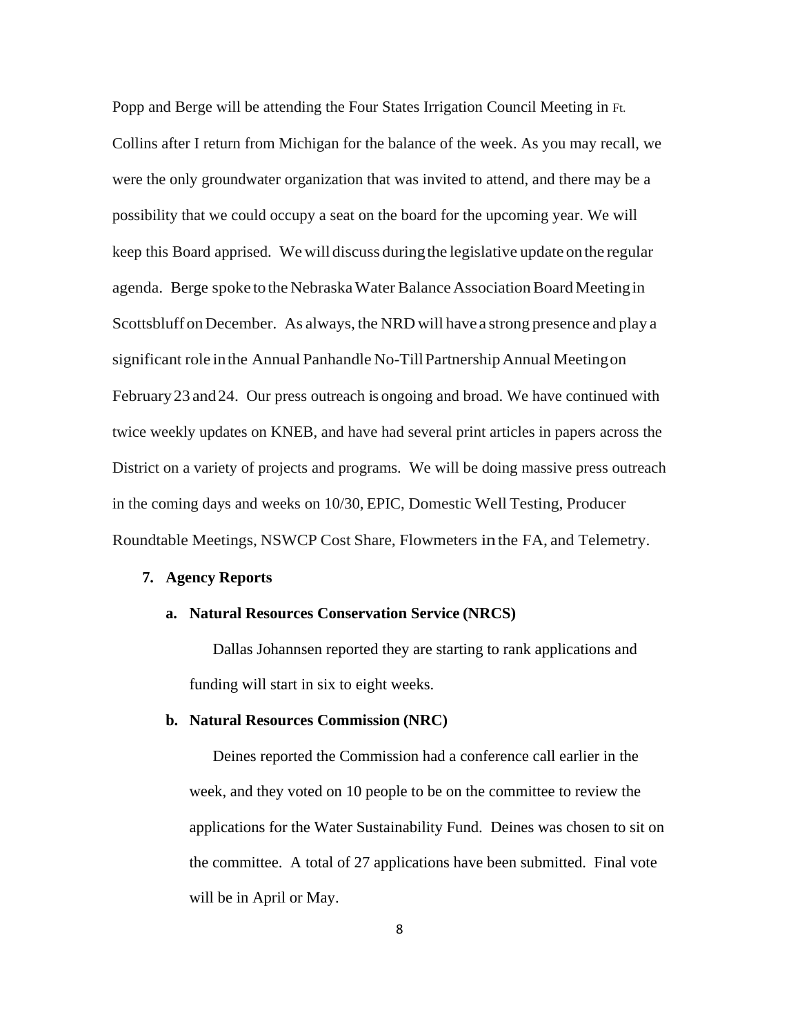Popp and Berge will be attending the Four States Irrigation Council Meeting in Ft. Collins after I return from Michigan for the balance of the week. As you may recall, we were the only groundwater organization that was invited to attend, and there may be a possibility that we could occupy a seat on the board for the upcoming year. We will keep this Board apprised. We will discuss during the legislative update on the regular agenda. Berge spoke to the Nebraska Water Balance Association Board Meeting in Scottsbluff on December. As always, the NRD will have a strong presence and play a significant role in the Annual Panhandle No-Till Partnership Annual Meeting on February 23 and 24. Our press outreach is ongoing and broad. We have continued with twice weekly updates on KNEB, and have had several print articles in papers across the District on a variety of projects and programs. We will be doing massive press outreach in the coming days and weeks on 10/30, EPIC, Domestic Well Testing, Producer Roundtable Meetings, NSWCP Cost Share, Flowmeters in the FA, and Telemetry.

**7. Agency Reports**

**a. Natural Resources Conservation Service (NRCS)**

Dallas Johannsen reported they are starting to rank applications and funding will start in six to eight weeks.

**b. Natural Resources Commission (NRC)**

Deines reported the Commission had a conference call earlier in the week, and they voted on 10 people to be on the committee to review the applications for the Water Sustainability Fund. Deines was chosen to sit on the committee. A total of 27 applications have been submitted. Final vote will be in April or May.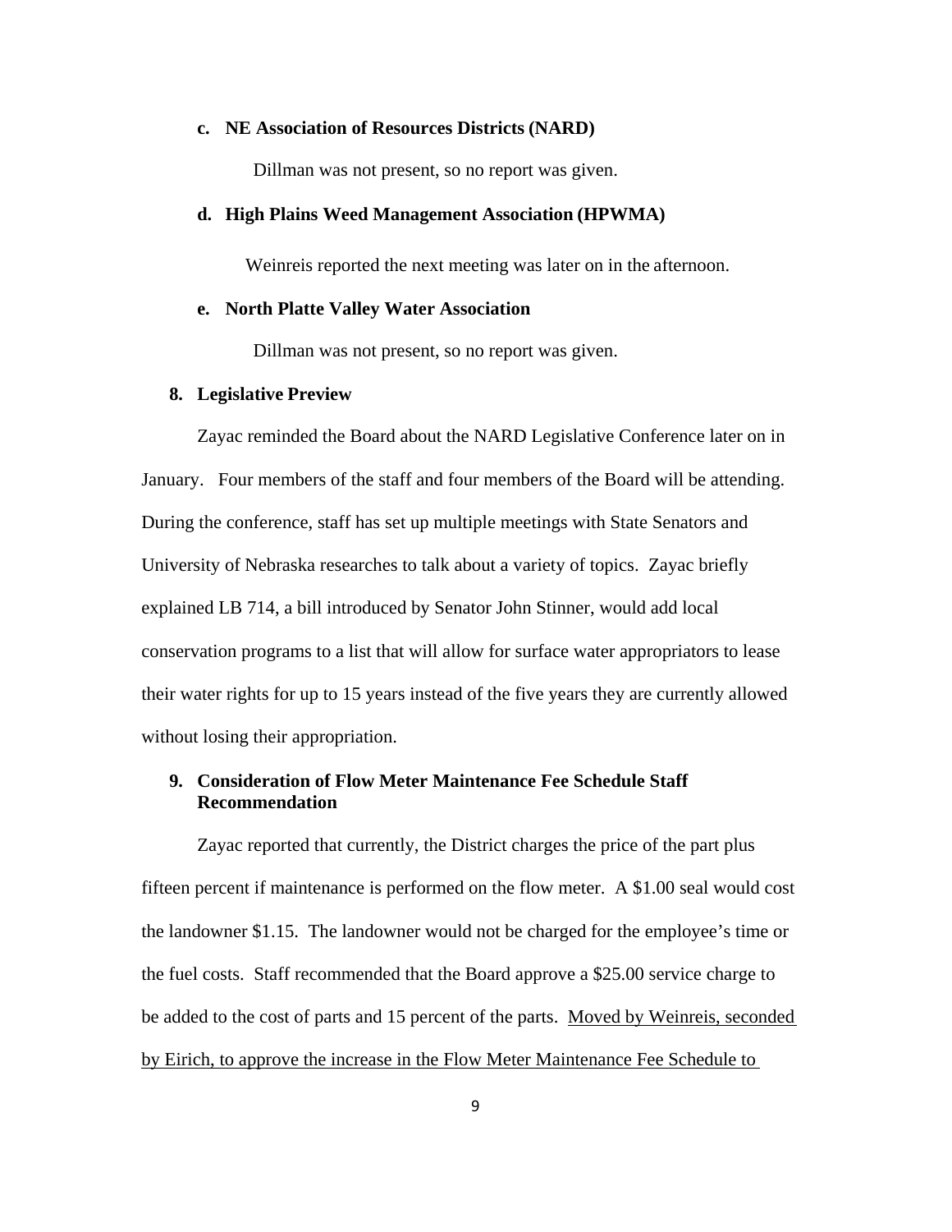**c. NE Association of Resources Districts (NARD)**

Dillman was not present, so no report was given.

**d. High Plains Weed Management Association (HPWMA)**

Weinreis reported the next meeting was later on in the afternoon.

**e. North Platte Valley Water Association**

Dillman was not present, so no report was given.

## 8. Legislative Preview

Zayac reminded the Board about the NARD Legislative Conference later on in January. Four members of the staff and four members of the Board will be attending. During the conference, staff has set up multiple meetings with State Senators and University of Nebraska researches to talk about a variety of topics. Zayac briefly explained LB 714, a bill introduced by Senator John Stinner, would add local conservation programs to a list that will allow for surface water appropriators to lease their water rights for up to 15 years instead of the five years they are currently allowed without losing their appropriation.

## 9. Consideration of Flow Meter Maintenance Fee Schedule Staff Recommendation

Zayac reported that currently, the District charges the price of the part plus fifteen percent if maintenance is performed on the flow meter. A $1.00 seal would cost the landowner $1.15. The landowner would not be charged for the employee's time or the fuel costs. Staff recommended that the Board approve a $25.00 service charge to be added to the cost of parts and 15 percent of the parts. <u>Moved by Weinreis, seconded by Eirich, to approve the increase in the Flow Meter Maintenance Fee Schedule to</u>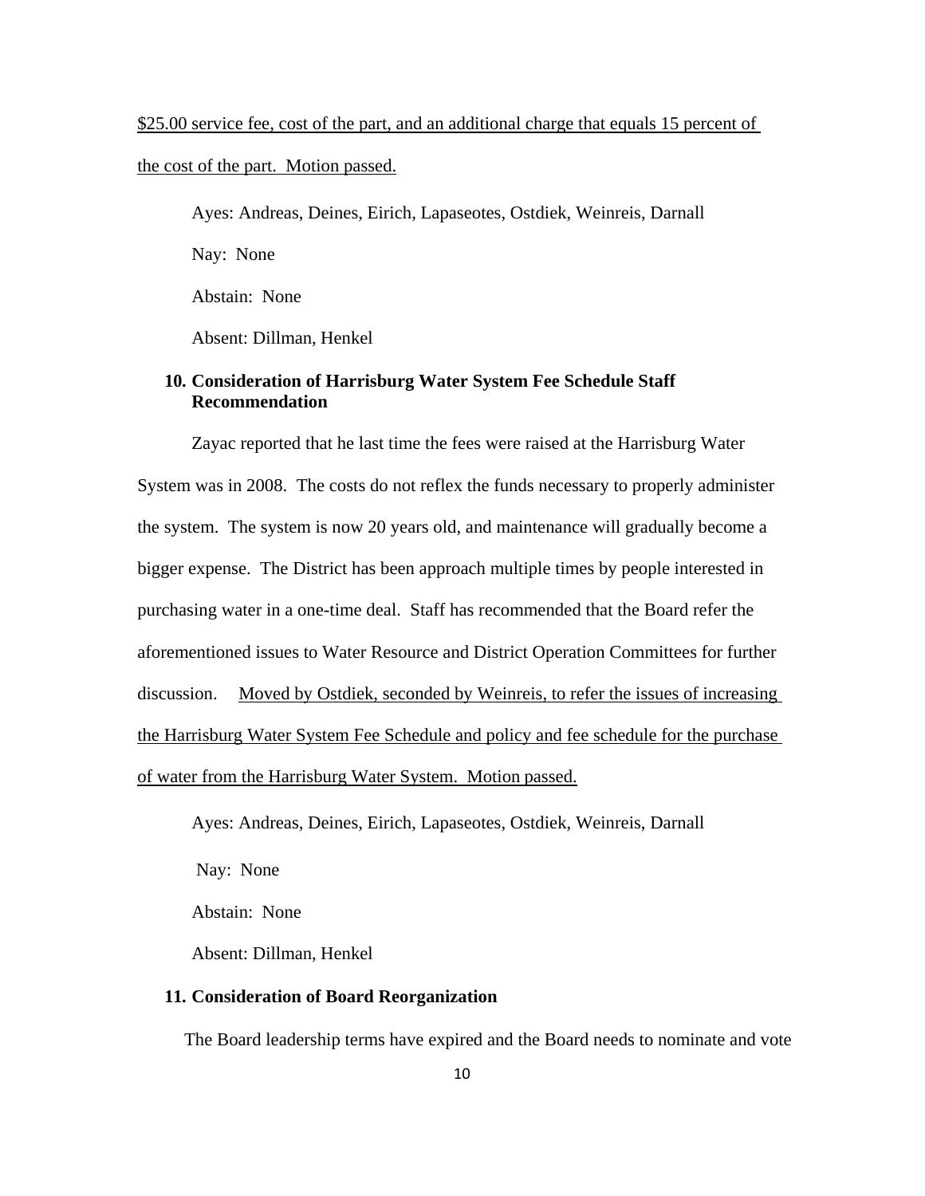$25.00 service fee, cost of the part, and an additional charge that equals 15 percent of the cost of the part. Motion passed.

Ayes: Andreas, Deines, Eirich, Lapaseotes, Ostdiek, Weinreis, Darnall

Nay: None

Abstain: None

Absent: Dillman, Henkel

**10. Consideration of Harrisburg Water System Fee Schedule Staff Recommendation**

Zayac reported that he last time the fees were raised at the Harrisburg Water System was in 2008. The costs do not reflex the funds necessary to properly administer the system. The system is now 20 years old, and maintenance will gradually become a bigger expense. The District has been approach multiple times by people interested in purchasing water in a one-time deal. Staff has recommended that the Board refer the aforementioned issues to Water Resource and District Operation Committees for further discussion. Moved by Ostdiek, seconded by Weinreis, to refer the issues of increasing the Harrisburg Water System Fee Schedule and policy and fee schedule for the purchase of water from the Harrisburg Water System. Motion passed.

Ayes: Andreas, Deines, Eirich, Lapaseotes, Ostdiek, Weinreis, Darnall

Nay: None

Abstain: None

Absent: Dillman, Henkel

**11. Consideration of Board Reorganization**

The Board leadership terms have expired and the Board needs to nominate and vote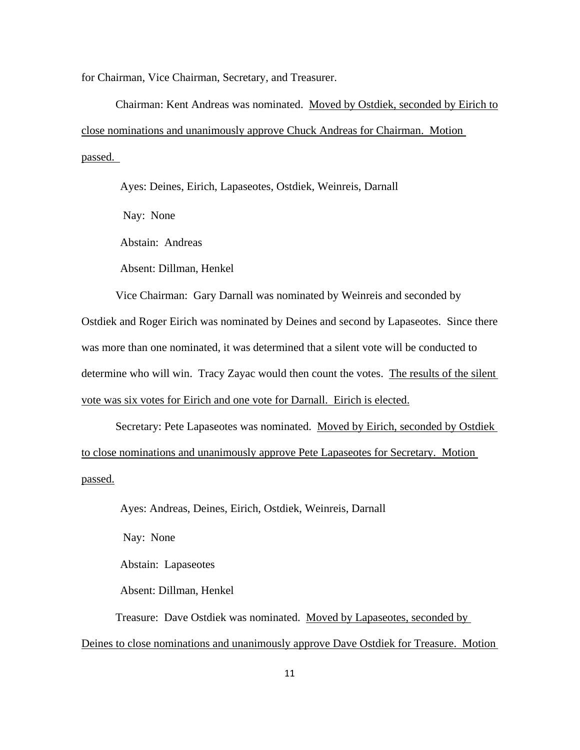for Chairman, Vice Chairman, Secretary, and Treasurer.

Chairman: Kent Andreas was nominated. <u>Moved by Ostdiek, seconded by Eirich to close nominations and unanimously approve Chuck Andreas for Chairman. Motion passed.</u>

Ayes: Deines, Eirich, Lapaseotes, Ostdiek, Weinreis, Darnall

Nay: None

Abstain: Andreas

Absent: Dillman, Henkel

Vice Chairman: Gary Darnall was nominated by Weinreis and seconded by Ostdiek and Roger Eirich was nominated by Deines and second by Lapaseotes. Since there was more than one nominated, it was determined that a silent vote will be conducted to determine who will win. Tracy Zayac would then count the votes. <u>The results of the silent vote was six votes for Eirich and one vote for Darnall. Eirich is elected.</u>

Secretary: Pete Lapaseotes was nominated. <u>Moved by Eirich, seconded by Ostdiek to close nominations and unanimously approve Pete Lapaseotes for Secretary. Motion passed.</u>

Ayes: Andreas, Deines, Eirich, Ostdiek, Weinreis, Darnall

Nay: None

Abstain: Lapaseotes

Absent: Dillman, Henkel

Treasure: Dave Ostdiek was nominated. <u>Moved by Lapaseotes, seconded by Deines to close nominations and unanimously approve Dave Ostdiek for Treasure. Motion</u>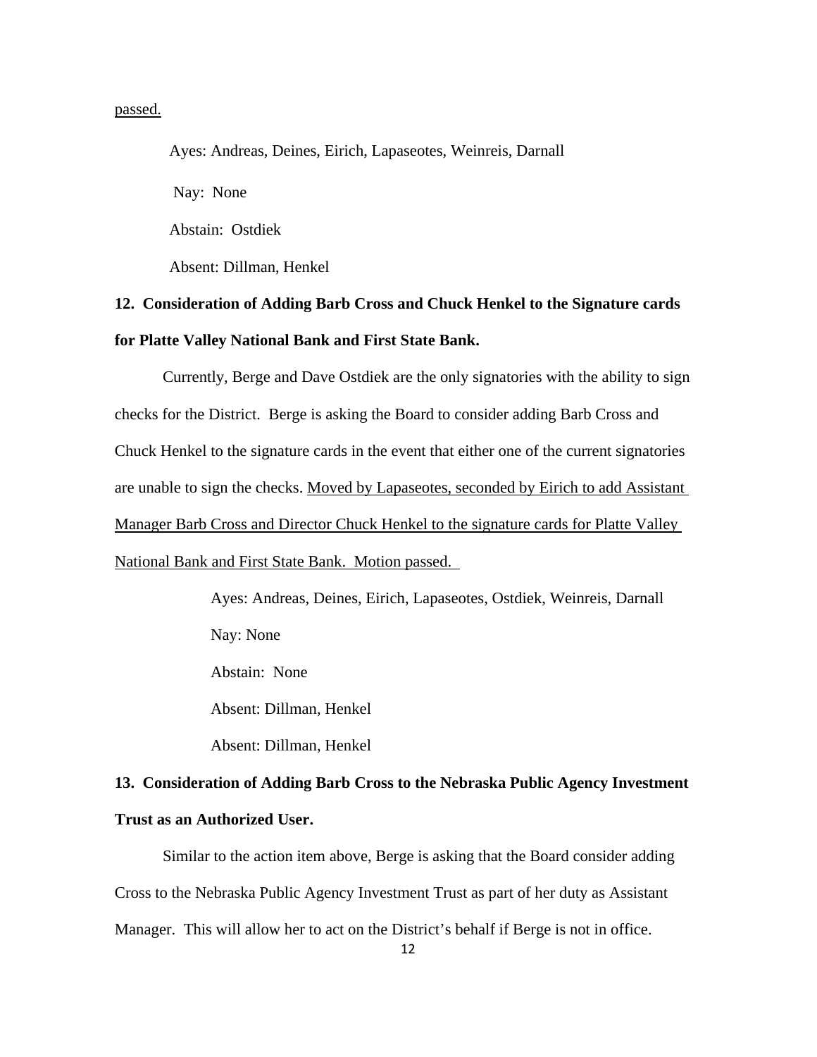passed.

Ayes: Andreas, Deines, Eirich, Lapaseotes, Weinreis, Darnall

Nay: None

Abstain: Ostdiek

Absent: Dillman, Henkel

**12. Consideration of Adding Barb Cross and Chuck Henkel to the Signature cards for Platte Valley National Bank and First State Bank.**

Currently, Berge and Dave Ostdiek are the only signatories with the ability to sign checks for the District. Berge is asking the Board to consider adding Barb Cross and Chuck Henkel to the signature cards in the event that either one of the current signatories are unable to sign the checks. Moved by Lapaseotes, seconded by Eirich to add Assistant Manager Barb Cross and Director Chuck Henkel to the signature cards for Platte Valley National Bank and First State Bank. Motion passed.

Ayes: Andreas, Deines, Eirich, Lapaseotes, Ostdiek, Weinreis, Darnall

Nay: None

Abstain: None

Absent: Dillman, Henkel

Absent: Dillman, Henkel

**13. Consideration of Adding Barb Cross to the Nebraska Public Agency Investment Trust as an Authorized User.**

Similar to the action item above, Berge is asking that the Board consider adding Cross to the Nebraska Public Agency Investment Trust as part of her duty as Assistant Manager. This will allow her to act on the District's behalf if Berge is not in office.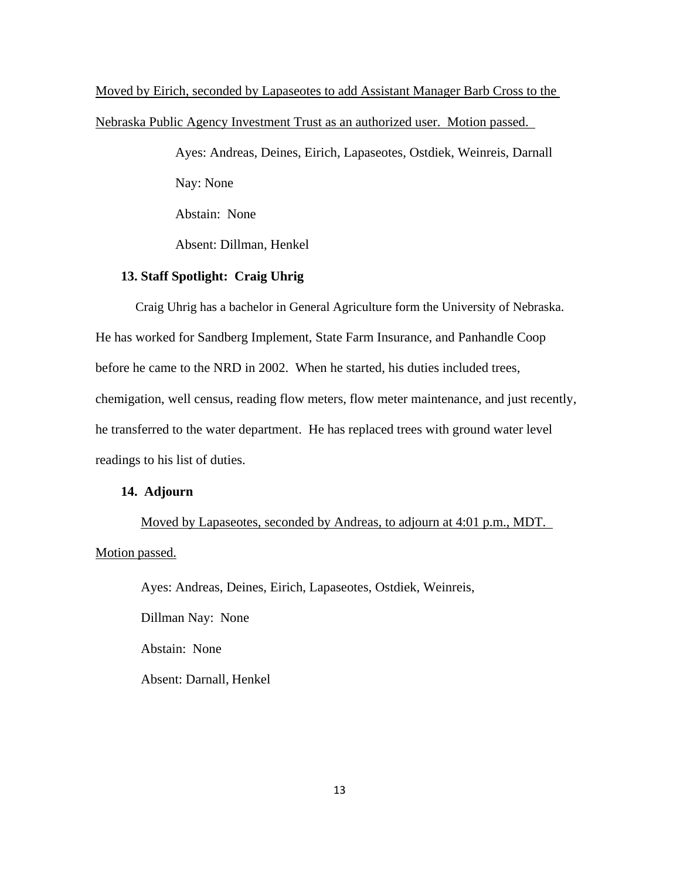Moved by Eirich, seconded by Lapaseotes to add Assistant Manager Barb Cross to the Nebraska Public Agency Investment Trust as an authorized user. Motion passed.

Ayes: Andreas, Deines, Eirich, Lapaseotes, Ostdiek, Weinreis, Darnall

Nay: None

Abstain: None

Absent: Dillman, Henkel

**13. Staff Spotlight: Craig Uhrig**

Craig Uhrig has a bachelor in General Agriculture form the University of Nebraska. He has worked for Sandberg Implement, State Farm Insurance, and Panhandle Coop before he came to the NRD in 2002. When he started, his duties included trees, chemigation, well census, reading flow meters, flow meter maintenance, and just recently, he transferred to the water department. He has replaced trees with ground water level readings to his list of duties.

**14. Adjourn**

Moved by Lapaseotes, seconded by Andreas, to adjourn at 4:01 p.m., MDT. Motion passed.

Ayes: Andreas, Deines, Eirich, Lapaseotes, Ostdiek, Weinreis,

Dillman Nay: None

Abstain: None

Absent: Darnall, Henkel